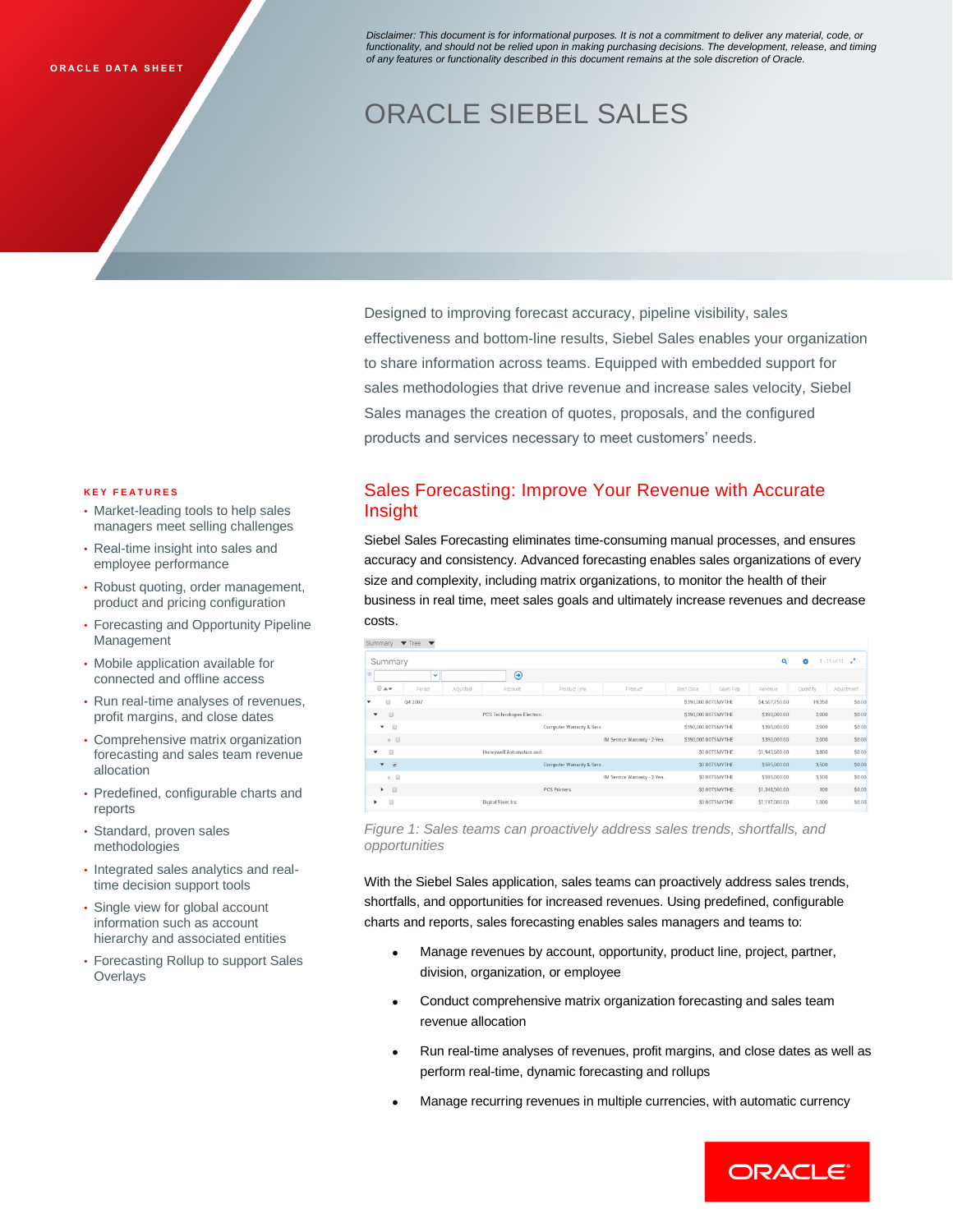ORACLE DATA SHEET

*Disclaimer: This document is for informational purposes. It is not a commitment to deliver any material, code, or functionality, and should not be relied upon in making purchasing decisions. The development, release, and timing of any features or functionality described in this document remains at the sole discretion of Oracle.*

# ORACLE SIEBEL SALES

Designed to improving forecast accuracy, pipeline visibility, sales effectiveness and bottom-line results, Siebel Sales enables your organization to share information across teams. Equipped with embedded support for sales methodologies that drive revenue and increase sales velocity, Siebel Sales manages the creation of quotes, proposals, and the configured products and services necessary to meet customers' needs.

### KEY FEATURES

- Market-leading tools to help sales managers meet selling challenges
- Real-time insight into sales and employee performance
- Robust quoting, order management, product and pricing configuration
- Forecasting and Opportunity Pipeline Management
- Mobile application available for connected and offline access
- Run real-time analyses of revenues, profit margins, and close dates
- Comprehensive matrix organization forecasting and sales team revenue allocation
- Predefined, configurable charts and reports
- Standard, proven sales methodologies
- Integrated sales analytics and real-time decision support tools
- Single view for global account information such as account hierarchy and associated entities
- Forecasting Rollup to support Sales Overlays

## Sales Forecasting: Improve Your Revenue with Accurate Insight

Siebel Sales Forecasting eliminates time-consuming manual processes, and ensures accuracy and consistency. Advanced forecasting enables sales organizations of every size and complexity, including matrix organizations, to monitor the health of their business in real time, meet sales goals and ultimately increase revenues and decrease costs.

*Figure 1: Sales teams can proactively address sales trends, shortfalls, and opportunities*

With the Siebel Sales application, sales teams can proactively address sales trends, shortfalls, and opportunities for increased revenues. Using predefined, configurable charts and reports, sales forecasting enables sales managers and teams to:

- Manage revenues by account, opportunity, product line, project, partner, division, organization, or employee
- Conduct comprehensive matrix organization forecasting and sales team revenue allocation
- Run real-time analyses of revenues, profit margins, and close dates as well as perform real-time, dynamic forecasting and rollups
- Manage recurring revenues in multiple currencies, with automatic currency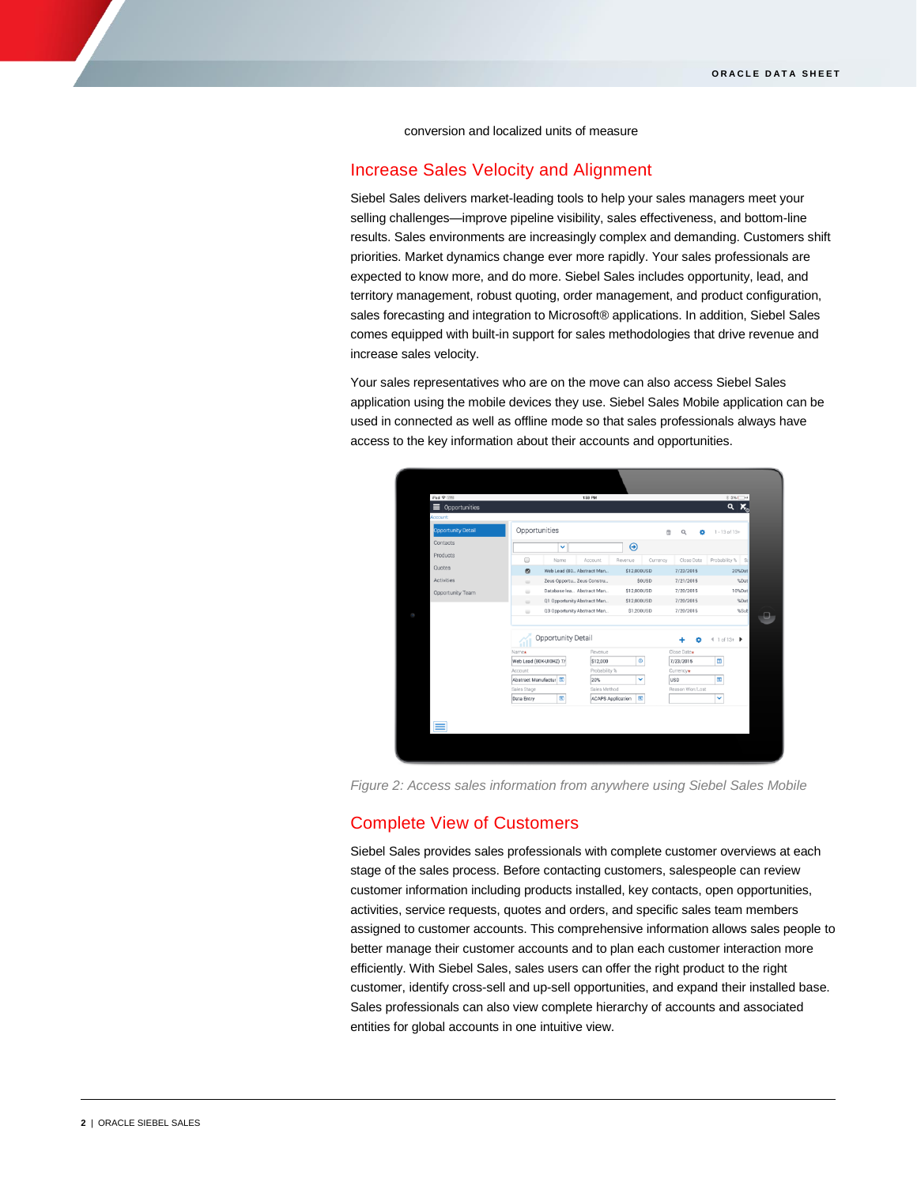conversion and localized units of measure

## Increase Sales Velocity and Alignment

Siebel Sales delivers market-leading tools to help your sales managers meet your selling challenges—improve pipeline visibility, sales effectiveness, and bottom-line results. Sales environments are increasingly complex and demanding. Customers shift priorities. Market dynamics change ever more rapidly. Your sales professionals are expected to know more, and do more. Siebel Sales includes opportunity, lead, and territory management, robust quoting, order management, and product configuration, sales forecasting and integration to Microsoft® applications. In addition, Siebel Sales comes equipped with built-in support for sales methodologies that drive revenue and increase sales velocity.

Your sales representatives who are on the move can also access Siebel Sales application using the mobile devices they use. Siebel Sales Mobile application can be used in connected as well as offline mode so that sales professionals always have access to the key information about their accounts and opportunities.

*Figure 2: Access sales information from anywhere using Siebel Sales Mobile*

## Complete View of Customers

Siebel Sales provides sales professionals with complete customer overviews at each stage of the sales process. Before contacting customers, salespeople can review customer information including products installed, key contacts, open opportunities, activities, service requests, quotes and orders, and specific sales team members assigned to customer accounts. This comprehensive information allows sales people to better manage their customer accounts and to plan each customer interaction more efficiently. With Siebel Sales, sales users can offer the right product to the right customer, identify cross-sell and up-sell opportunities, and expand their installed base. Sales professionals can also view complete hierarchy of accounts and associated entities for global accounts in one intuitive view.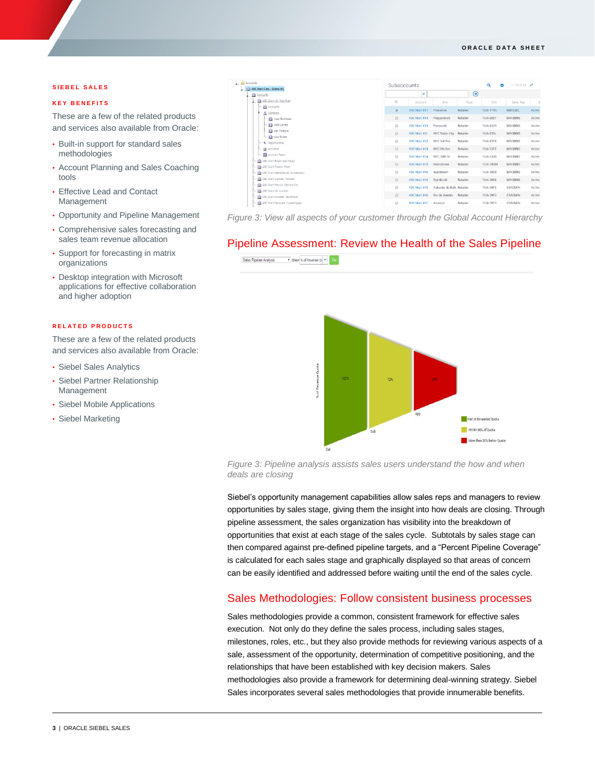## SIEBEL SALES

### KEY BENEFITS

These are a few of the related products and services also available from Oracle:

- Built-in support for standard sales methodologies
- Account Planning and Sales Coaching tools
- Effective Lead and Contact Management
- Opportunity and Pipeline Management
- Comprehensive sales forecasting and sales team revenue allocation
- Support for forecasting in matrix organizations
- Desktop integration with Microsoft applications for effective collaboration and higher adoption

### RELATED PRODUCTS

These are a few of the related products and services also available from Oracle:

- Siebel Sales Analytics
- Siebel Partner Relationship Management
- Siebel Mobile Applications
- Siebel Marketing

*Figure 3: View all aspects of your customer through the Global Account Hierarchy*

## Pipeline Assessment: Review the Health of the Sales Pipeline

*Figure 3: Pipeline analysis assists sales users understand the how and when deals are closing*

Siebel's opportunity management capabilities allow sales reps and managers to review opportunities by sales stage, giving them the insight into how deals are closing. Through pipeline assessment, the sales organization has visibility into the breakdown of opportunities that exist at each stage of the sales cycle. Subtotals by sales stage can then compared against pre-defined pipeline targets, and a "Percent Pipeline Coverage" is calculated for each sales stage and graphically displayed so that areas of concern can be easily identified and addressed before waiting until the end of the sales cycle.

## Sales Methodologies: Follow consistent business processes

Sales methodologies provide a common, consistent framework for effective sales execution. Not only do they define the sales process, including sales stages, milestones, roles, etc., but they also provide methods for reviewing various aspects of a sale, assessment of the opportunity, determination of competitive positioning, and the relationships that have been established with key decision makers. Sales methodologies also provide a framework for determining deal-winning strategy. Siebel Sales incorporates several sales methodologies that provide innumerable benefits.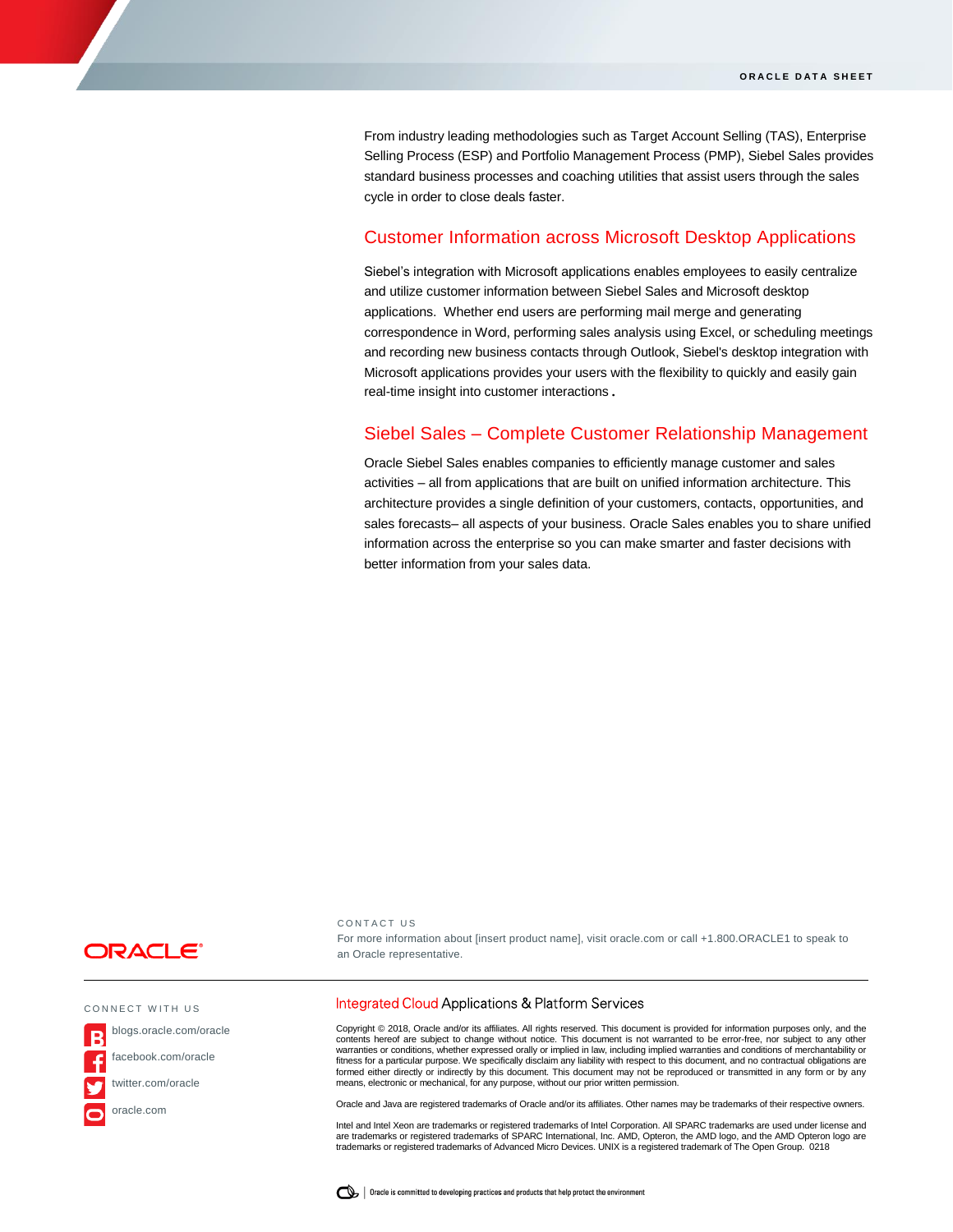From industry leading methodologies such as Target Account Selling (TAS), Enterprise Selling Process (ESP) and Portfolio Management Process (PMP), Siebel Sales provides standard business processes and coaching utilities that assist users through the sales cycle in order to close deals faster.

## Customer Information across Microsoft Desktop Applications

Siebel's integration with Microsoft applications enables employees to easily centralize and utilize customer information between Siebel Sales and Microsoft desktop applications. Whether end users are performing mail merge and generating correspondence in Word, performing sales analysis using Excel, or scheduling meetings and recording new business contacts through Outlook, Siebel's desktop integration with Microsoft applications provides your users with the flexibility to quickly and easily gain real-time insight into customer interactions.

## Siebel Sales – Complete Customer Relationship Management

Oracle Siebel Sales enables companies to efficiently manage customer and sales activities – all from applications that are built on unified information architecture. This architecture provides a single definition of your customers, contacts, opportunities, and sales forecasts– all aspects of your business. Oracle Sales enables you to share unified information across the enterprise so you can make smarter and faster decisions with better information from your sales data.

CONTACT US

For more information about [insert product name], visit oracle.com or call +1.800.ORACLE1 to speak to an Oracle representative.

CONNECT WITH US

- blogs.oracle.com/oracle
- facebook.com/oracle
- twitter.com/oracle
- oracle.com

Integrated Cloud Applications & Platform Services

Copyright © 2018, Oracle and/or its affiliates. All rights reserved. This document is provided for information purposes only, and the contents hereof are subject to change without notice. This document is not warranted to be error-free, nor subject to any other warranties or conditions, whether expressed orally or implied in law, including implied warranties and conditions of merchantability or fitness for a particular purpose. We specifically disclaim any liability with respect to this document, and no contractual obligations are formed either directly or indirectly by this document. This document may not be reproduced or transmitted in any form or by any means, electronic or mechanical, for any purpose, without our prior written permission.

Oracle and Java are registered trademarks of Oracle and/or its affiliates. Other names may be trademarks of their respective owners.

Intel and Intel Xeon are trademarks or registered trademarks of Intel Corporation. All SPARC trademarks are used under license and are trademarks or registered trademarks of SPARC International, Inc. AMD, Opteron, the AMD logo, and the AMD Opteron logo are trademarks or registered trademarks of Advanced Micro Devices. UNIX is a registered trademark of The Open Group. 0218

Oracle is committed to developing practices and products that help protect the environment